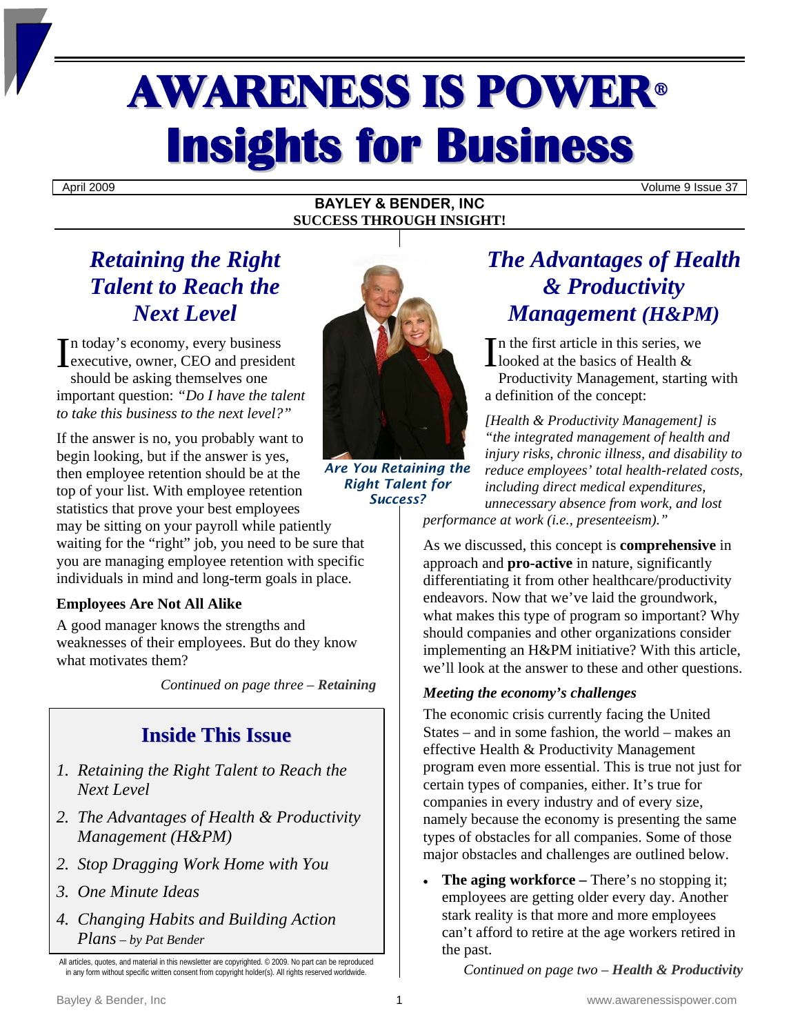# AWARENESS IS POWER®
# Insights for Business

April 2009 | Volume 9 Issue 37

**BAYLEY & BENDER, INC**
**SUCCESS THROUGH INSIGHT!**

## *Retaining the Right Talent to Reach the Next Level*

In today's economy, every business executive, owner, CEO and president should be asking themselves one important question: *"Do I have the talent to take this business to the next level?"*

If the answer is no, you probably want to begin looking, but if the answer is yes, then employee retention should be at the top of your list. With employee retention statistics that prove your best employees may be sitting on your payroll while patiently waiting for the "right" job, you need to be sure that you are managing employee retention with specific individuals in mind and long-term goals in place.

**Employees Are Not All Alike**

A good manager knows the strengths and weaknesses of their employees. But do they know what motivates them?

*Continued on page three – **Retaining***

*Are You Retaining the Right Talent for Success?*

## Inside This Issue

1. *Retaining the Right Talent to Reach the Next Level*
2. *The Advantages of Health & Productivity Management (H&PM)*
2. *Stop Dragging Work Home with You*
3. *One Minute Ideas*
4. *Changing Habits and Building Action Plans – by Pat Bender*

All articles, quotes, and material in this newsletter are copyrighted. © 2009. No part can be reproduced in any form without specific written consent from copyright holder(s). All rights reserved worldwide.

## *The Advantages of Health & Productivity Management (H&PM)*

In the first article in this series, we looked at the basics of Health & Productivity Management, starting with a definition of the concept:

*[Health & Productivity Management] is "the integrated management of health and injury risks, chronic illness, and disability to reduce employees' total health-related costs, including direct medical expenditures, unnecessary absence from work, and lost performance at work (i.e., presenteeism)."*

As we discussed, this concept is **comprehensive** in approach and **pro-active** in nature, significantly differentiating it from other healthcare/productivity endeavors. Now that we've laid the groundwork, what makes this type of program so important? Why should companies and other organizations consider implementing an H&PM initiative? With this article, we'll look at the answer to these and other questions.

***Meeting the economy's challenges***

The economic crisis currently facing the United States – and in some fashion, the world – makes an effective Health & Productivity Management program even more essential. This is true not just for certain types of companies, either. It's true for companies in every industry and of every size, namely because the economy is presenting the same types of obstacles for all companies. Some of those major obstacles and challenges are outlined below.

- **The aging workforce –** There's no stopping it; employees are getting older every day. Another stark reality is that more and more employees can't afford to retire at the age workers retired in the past.

*Continued on page two – **Health & Productivity***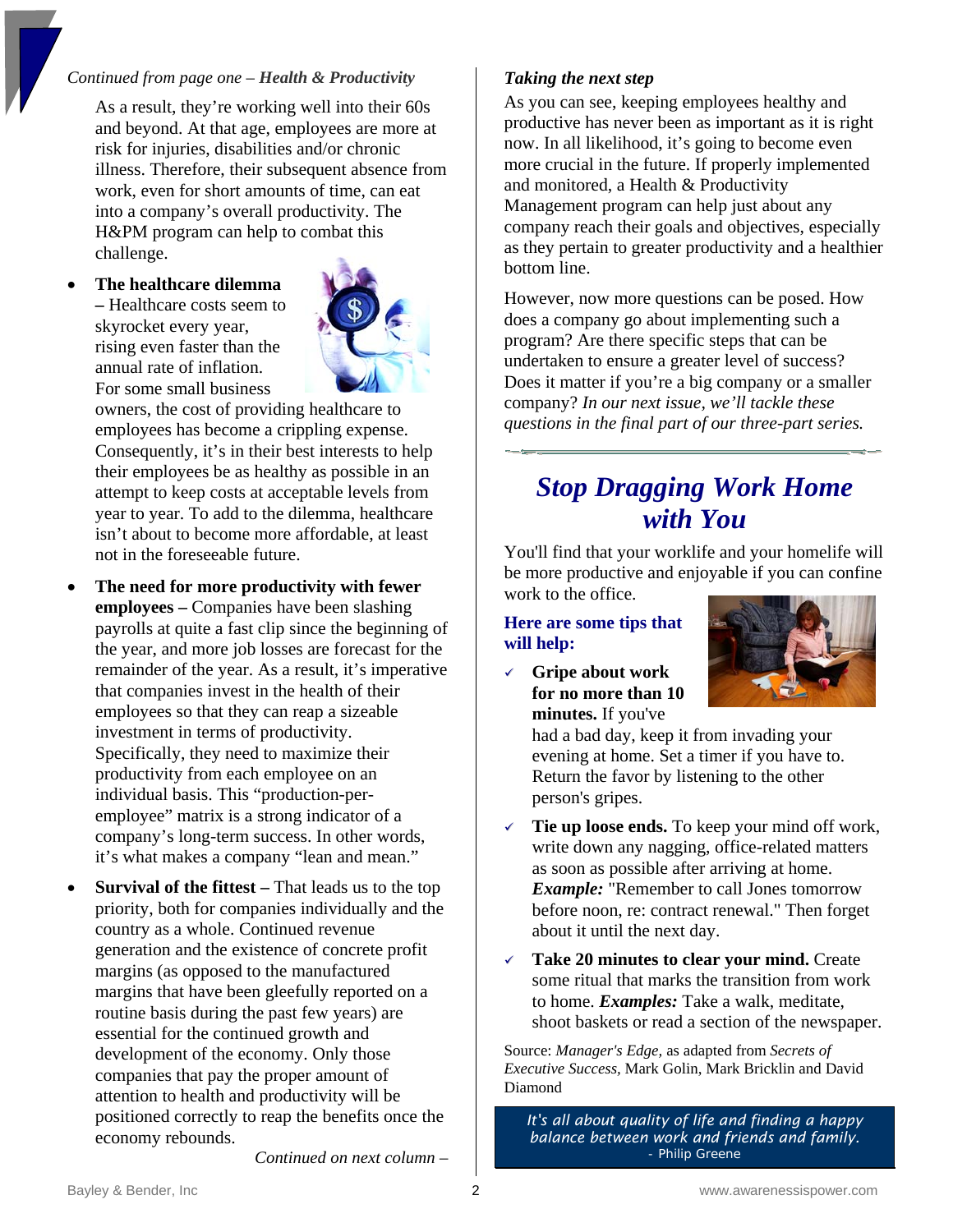*Continued from page one – **Health & Productivity***

As a result, they're working well into their 60s and beyond. At that age, employees are more at risk for injuries, disabilities and/or chronic illness. Therefore, their subsequent absence from work, even for short amounts of time, can eat into a company's overall productivity. The H&PM program can help to combat this challenge.

- **The healthcare dilemma –** Healthcare costs seem to skyrocket every year, rising even faster than the annual rate of inflation. For some small business owners, the cost of providing healthcare to employees has become a crippling expense. Consequently, it's in their best interests to help their employees be as healthy as possible in an attempt to keep costs at acceptable levels from year to year. To add to the dilemma, healthcare isn't about to become more affordable, at least not in the foreseeable future.
- **The need for more productivity with fewer employees –** Companies have been slashing payrolls at quite a fast clip since the beginning of the year, and more job losses are forecast for the remainder of the year. As a result, it's imperative that companies invest in the health of their employees so that they can reap a sizeable investment in terms of productivity. Specifically, they need to maximize their productivity from each employee on an individual basis. This "production-per-employee" matrix is a strong indicator of a company's long-term success. In other words, it's what makes a company "lean and mean."
- **Survival of the fittest –** That leads us to the top priority, both for companies individually and the country as a whole. Continued revenue generation and the existence of concrete profit margins (as opposed to the manufactured margins that have been gleefully reported on a routine basis during the past few years) are essential for the continued growth and development of the economy. Only those companies that pay the proper amount of attention to health and productivity will be positioned correctly to reap the benefits once the economy rebounds.

*Continued on next column –*

***Taking the next step***

As you can see, keeping employees healthy and productive has never been as important as it is right now. In all likelihood, it's going to become even more crucial in the future. If properly implemented and monitored, a Health & Productivity Management program can help just about any company reach their goals and objectives, especially as they pertain to greater productivity and a healthier bottom line.

However, now more questions can be posed. How does a company go about implementing such a program? Are there specific steps that can be undertaken to ensure a greater level of success? Does it matter if you're a big company or a smaller company? *In our next issue, we'll tackle these questions in the final part of our three-part series.*

## *Stop Dragging Work Home with You*

You'll find that your worklife and your homelife will be more productive and enjoyable if you can confine work to the office.

**Here are some tips that will help:**

- **Gripe about work for no more than 10 minutes.** If you've had a bad day, keep it from invading your evening at home. Set a timer if you have to. Return the favor by listening to the other person's gripes.
- **Tie up loose ends.** To keep your mind off work, write down any nagging, office-related matters as soon as possible after arriving at home. ***Example:*** "Remember to call Jones tomorrow before noon, re: contract renewal." Then forget about it until the next day.
- **Take 20 minutes to clear your mind.** Create some ritual that marks the transition from work to home. ***Examples:*** Take a walk, meditate, shoot baskets or read a section of the newspaper.

Source: *Manager's Edge,* as adapted from *Secrets of Executive Success,* Mark Golin, Mark Bricklin and David Diamond

*It's all about quality of life and finding a happy balance between work and friends and family.*
- Philip Greene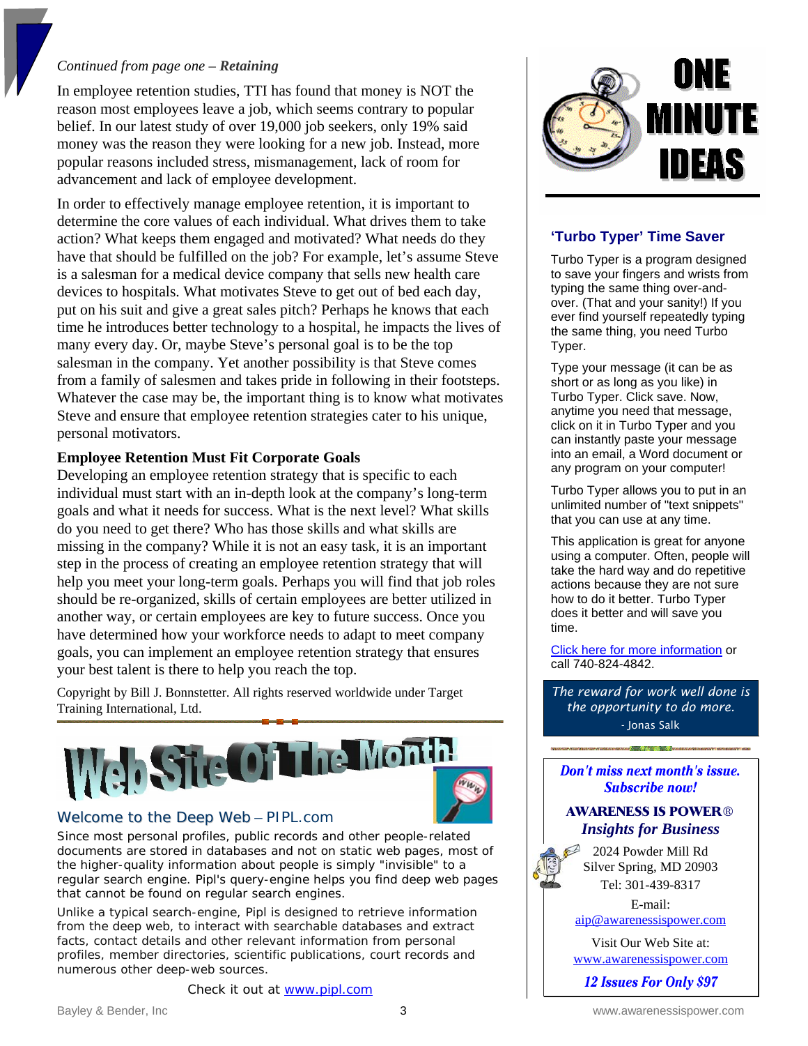*Continued from page one – **Retaining***

In employee retention studies, TTI has found that money is NOT the reason most employees leave a job, which seems contrary to popular belief. In our latest study of over 19,000 job seekers, only 19% said money was the reason they were looking for a new job. Instead, more popular reasons included stress, mismanagement, lack of room for advancement and lack of employee development.

In order to effectively manage employee retention, it is important to determine the core values of each individual. What drives them to take action? What keeps them engaged and motivated? What needs do they have that should be fulfilled on the job? For example, let's assume Steve is a salesman for a medical device company that sells new health care devices to hospitals. What motivates Steve to get out of bed each day, put on his suit and give a great sales pitch? Perhaps he knows that each time he introduces better technology to a hospital, he impacts the lives of many every day. Or, maybe Steve's personal goal is to be the top salesman in the company. Yet another possibility is that Steve comes from a family of salesmen and takes pride in following in their footsteps. Whatever the case may be, the important thing is to know what motivates Steve and ensure that employee retention strategies cater to his unique, personal motivators.

**Employee Retention Must Fit Corporate Goals**

Developing an employee retention strategy that is specific to each individual must start with an in-depth look at the company's long-term goals and what it needs for success. What is the next level? What skills do you need to get there? Who has those skills and what skills are missing in the company? While it is not an easy task, it is an important step in the process of creating an employee retention strategy that will help you meet your long-term goals. Perhaps you will find that job roles should be re-organized, skills of certain employees are better utilized in another way, or certain employees are key to future success. Once you have determined how your workforce needs to adapt to meet company goals, you can implement an employee retention strategy that ensures your best talent is there to help you reach the top.

Copyright by Bill J. Bonnstetter. All rights reserved worldwide under Target Training International, Ltd.

# Web Site Of The Month!

## Welcome to the Deep Web – PIPL.com

Since most personal profiles, public records and other people-related documents are stored in databases and not on static web pages, most of the higher-quality information about people is simply "invisible" to a regular search engine. Pipl's query-engine helps you find deep web pages that cannot be found on regular search engines.

Unlike a typical search-engine, Pipl is designed to retrieve information from the deep web, to interact with searchable databases and extract facts, contact details and other relevant information from personal profiles, member directories, scientific publications, court records and numerous other deep-web sources.

Check it out at www.pipl.com

# ONE MINUTE IDEAS

## 'Turbo Typer' Time Saver

Turbo Typer is a program designed to save your fingers and wrists from typing the same thing over-and-over. (That and your sanity!) If you ever find yourself repeatedly typing the same thing, you need Turbo Typer.

Type your message (it can be as short or as long as you like) in Turbo Typer. Click save. Now, anytime you need that message, click on it in Turbo Typer and you can instantly paste your message into an email, a Word document or any program on your computer!

Turbo Typer allows you to put in an unlimited number of "text snippets" that you can use at any time.

This application is great for anyone using a computer. Often, people will take the hard way and do repetitive actions because they are not sure how to do it better. Turbo Typer does it better and will save you time.

Click here for more information or call 740-824-4842.

*The reward for work well done is the opportunity to do more.*
- Jonas Salk

***Don't miss next month's issue. Subscribe now!***

**AWARENESS IS POWER®**
***Insights for Business***

2024 Powder Mill Rd
Silver Spring, MD 20903
Tel: 301-439-8317

E-mail:
aip@awarenessispower.com

Visit Our Web Site at:
www.awarenessispower.com

***12 Issues For Only $97***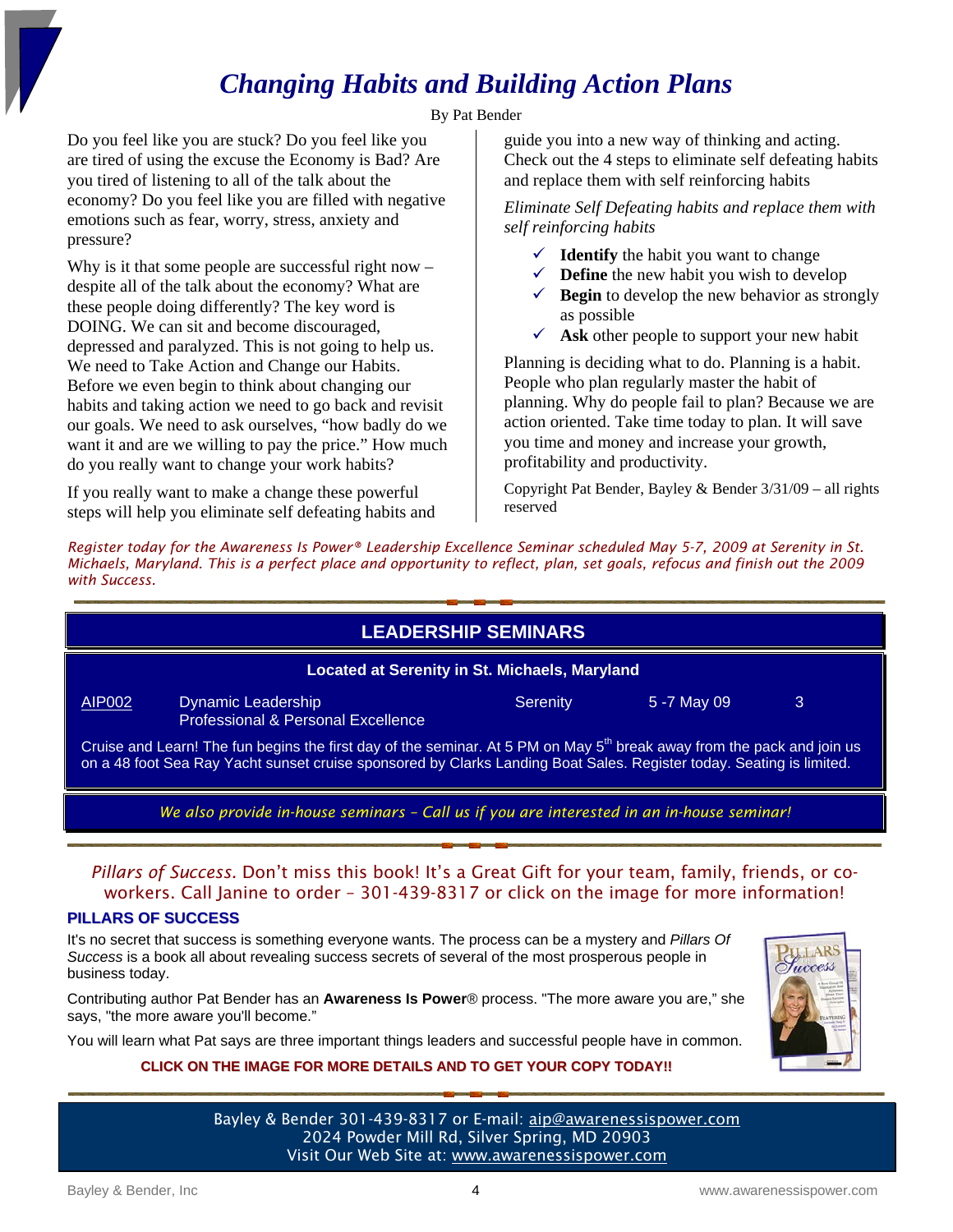# *Changing Habits and Building Action Plans*

By Pat Bender

Do you feel like you are stuck? Do you feel like you are tired of using the excuse the Economy is Bad? Are you tired of listening to all of the talk about the economy? Do you feel like you are filled with negative emotions such as fear, worry, stress, anxiety and pressure?

Why is it that some people are successful right now – despite all of the talk about the economy? What are these people doing differently? The key word is DOING. We can sit and become discouraged, depressed and paralyzed. This is not going to help us. We need to Take Action and Change our Habits. Before we even begin to think about changing our habits and taking action we need to go back and revisit our goals. We need to ask ourselves, "how badly do we want it and are we willing to pay the price." How much do you really want to change your work habits?

If you really want to make a change these powerful steps will help you eliminate self defeating habits and guide you into a new way of thinking and acting. Check out the 4 steps to eliminate self defeating habits and replace them with self reinforcing habits

*Eliminate Self Defeating habits and replace them with self reinforcing habits*

- ✓ **Identify** the habit you want to change
- ✓ **Define** the new habit you wish to develop
- ✓ **Begin** to develop the new behavior as strongly as possible
- ✓ **Ask** other people to support your new habit

Planning is deciding what to do. Planning is a habit. People who plan regularly master the habit of planning. Why do people fail to plan? Because we are action oriented. Take time today to plan. It will save you time and money and increase your growth, profitability and productivity.

Copyright Pat Bender, Bayley & Bender 3/31/09 – all rights reserved

*Register today for the Awareness Is Power® Leadership Excellence Seminar scheduled May 5-7, 2009 at Serenity in St. Michaels, Maryland. This is a perfect place and opportunity to reflect, plan, set goals, refocus and finish out the 2009 with Success.*

## LEADERSHIP SEMINARS

**Located at Serenity in St. Michaels, Maryland**

| | | | | |
|---|---|---|---|---|
| AIP002 | Dynamic Leadership<br>Professional & Personal Excellence | Serenity | 5 -7 May 09 | 3 |

Cruise and Learn! The fun begins the first day of the seminar. At 5 PM on May 5th break away from the pack and join us on a 48 foot Sea Ray Yacht sunset cruise sponsored by Clarks Landing Boat Sales. Register today. Seating is limited.

*We also provide in-house seminars – Call us if you are interested in an in-house seminar!*

*Pillars of Success.* Don't miss this book! It's a Great Gift for your team, family, friends, or co-workers. Call Janine to order – 301-439-8317 or click on the image for more information!

### PILLARS OF SUCCESS

It's no secret that success is something everyone wants. The process can be a mystery and *Pillars Of Success* is a book all about revealing success secrets of several of the most prosperous people in business today.

Contributing author Pat Bender has an **Awareness Is Power**® process. "The more aware you are," she says, "the more aware you'll become."

You will learn what Pat says are three important things leaders and successful people have in common.

**CLICK ON THE IMAGE FOR MORE DETAILS AND TO GET YOUR COPY TODAY!!**

Bayley & Bender 301-439-8317 or E-mail: aip@awarenessispower.com
2024 Powder Mill Rd, Silver Spring, MD 20903
Visit Our Web Site at: www.awarenessispower.com